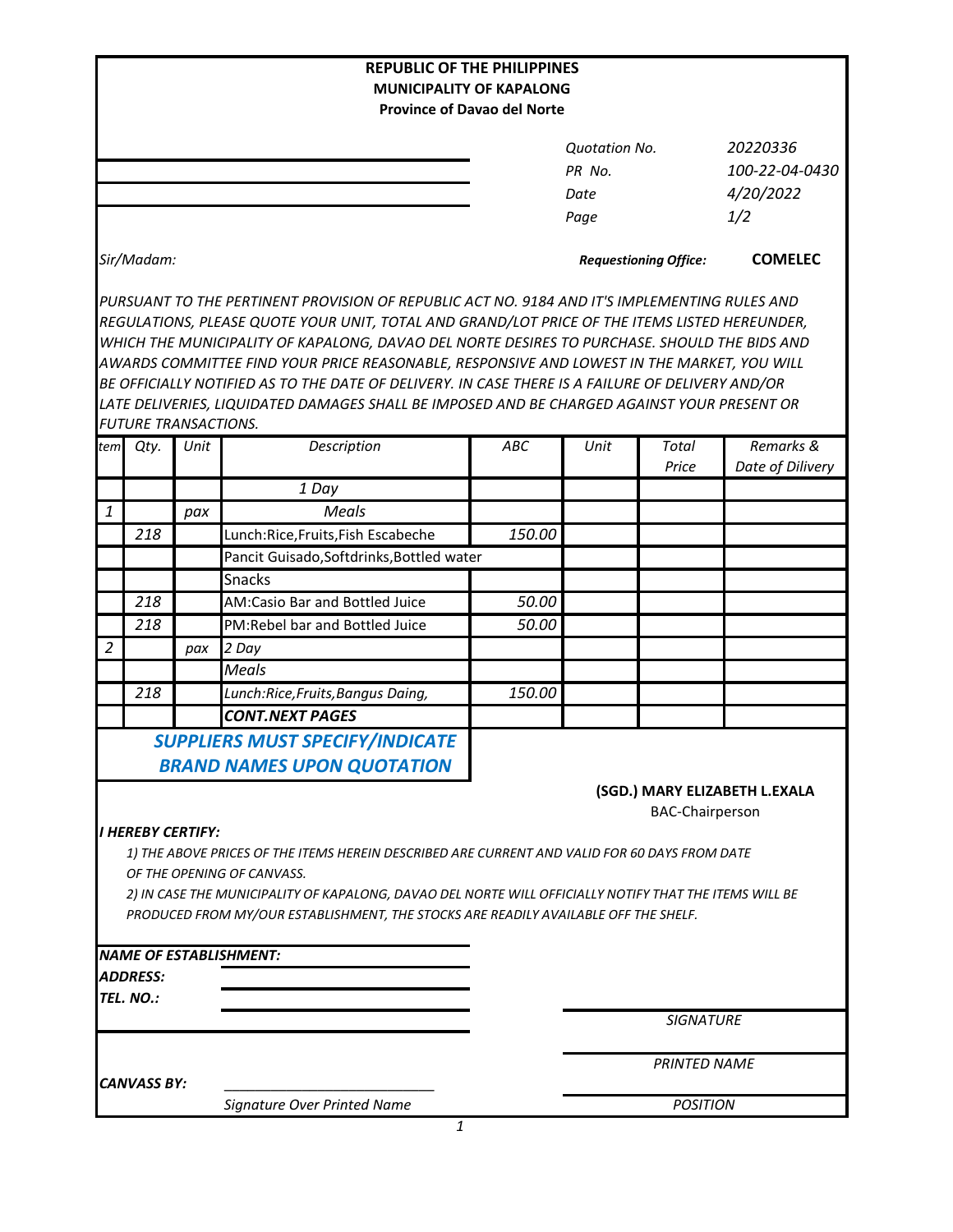**REPUBLIC OF THE PHILIPPINES**
**MUNICIPALITY OF KAPALONG**
**Province of Davao del Norte**

| | |
|---|---|
| *Quotation No.* | *20220336* |
| *PR No.* | *100-22-04-0430* |
| *Date* | *4/20/2022* |
| *Page* | *1/2* |

*Sir/Madam:*

***Requestioning Office:*** **COMELEC**

*PURSUANT TO THE PERTINENT PROVISION OF REPUBLIC ACT NO. 9184 AND IT'S IMPLEMENTING RULES AND REGULATIONS, PLEASE QUOTE YOUR UNIT, TOTAL AND GRAND/LOT PRICE OF THE ITEMS LISTED HEREUNDER, WHICH THE MUNICIPALITY OF KAPALONG, DAVAO DEL NORTE DESIRES TO PURCHASE. SHOULD THE BIDS AND AWARDS COMMITTEE FIND YOUR PRICE REASONABLE, RESPONSIVE AND LOWEST IN THE MARKET, YOU WILL BE OFFICIALLY NOTIFIED AS TO THE DATE OF DELIVERY. IN CASE THERE IS A FAILURE OF DELIVERY AND/OR LATE DELIVERIES, LIQUIDATED DAMAGES SHALL BE IMPOSED AND BE CHARGED AGAINST YOUR PRESENT OR FUTURE TRANSACTIONS.*

| *tem* | *Qty.* | *Unit* | *Description* | *ABC* | *Unit* | *Total Price* | *Remarks & Date of Dilivery* |
|---|---|---|---|---|---|---|---|
| | | | *1 Day* | | | | |
| *1* | | *pax* | *Meals* | | | | |
| | *218* | | Lunch:Rice,Fruits,Fish Escabeche | *150.00* | | | |
| | | | Pancit Guisado,Softdrinks,Bottled water | | | | |
| | | | Snacks | | | | |
| | *218* | | AM:Casio Bar and Bottled Juice | *50.00* | | | |
| | *218* | | PM:Rebel bar and Bottled Juice | *50.00* | | | |
| *2* | | *pax* | *2 Day* | | | | |
| | | | *Meals* | | | | |
| | *218* | | *Lunch:Rice,Fruits,Bangus Daing,* | *150.00* | | | |
| | | | ***CONT.NEXT PAGES*** | | | | |

***SUPPLIERS MUST SPECIFY/INDICATE BRAND NAMES UPON QUOTATION***

**(SGD.) MARY ELIZABETH L.EXALA**
BAC-Chairperson

***I HEREBY CERTIFY:***

*1) THE ABOVE PRICES OF THE ITEMS HEREIN DESCRIBED ARE CURRENT AND VALID FOR 60 DAYS FROM DATE OF THE OPENING OF CANVASS.*

*2) IN CASE THE MUNICIPALITY OF KAPALONG, DAVAO DEL NORTE WILL OFFICIALLY NOTIFY THAT THE ITEMS WILL BE PRODUCED FROM MY/OUR ESTABLISHMENT, THE STOCKS ARE READILY AVAILABLE OFF THE SHELF.*

***NAME OF ESTABLISHMENT:***
***ADDRESS:***
***TEL. NO.:***

*SIGNATURE*

*PRINTED NAME*

***CANVASS BY:*** ____________________________
*Signature Over Printed Name*

*POSITION*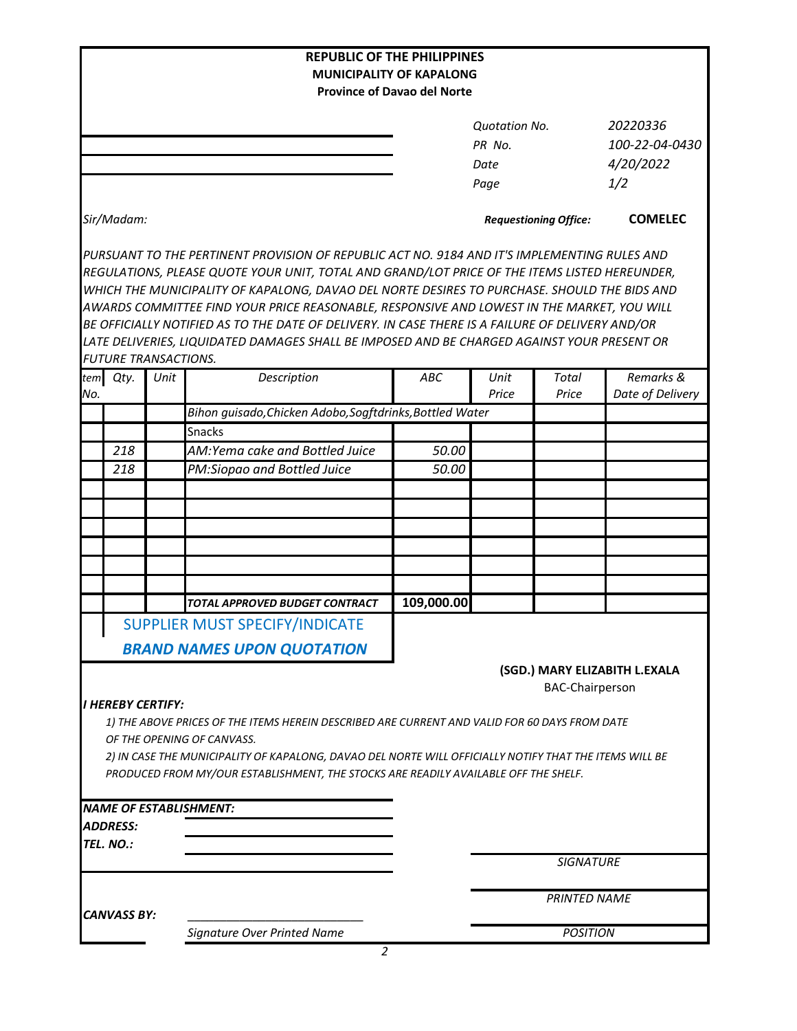**REPUBLIC OF THE PHILIPPINES**
**MUNICIPALITY OF KAPALONG**
**Province of Davao del Norte**

| | |
|---|---|
| *Quotation No.* | *20220336* |
| *PR No.* | *100-22-04-0430* |
| *Date* | *4/20/2022* |
| *Page* | *1/2* |

*Sir/Madam:*

***Requestioning Office:*** **COMELEC**

*PURSUANT TO THE PERTINENT PROVISION OF REPUBLIC ACT NO. 9184 AND IT'S IMPLEMENTING RULES AND REGULATIONS, PLEASE QUOTE YOUR UNIT, TOTAL AND GRAND/LOT PRICE OF THE ITEMS LISTED HEREUNDER, WHICH THE MUNICIPALITY OF KAPALONG, DAVAO DEL NORTE DESIRES TO PURCHASE. SHOULD THE BIDS AND AWARDS COMMITTEE FIND YOUR PRICE REASONABLE, RESPONSIVE AND LOWEST IN THE MARKET, YOU WILL BE OFFICIALLY NOTIFIED AS TO THE DATE OF DELIVERY. IN CASE THERE IS A FAILURE OF DELIVERY AND/OR LATE DELIVERIES, LIQUIDATED DAMAGES SHALL BE IMPOSED AND BE CHARGED AGAINST YOUR PRESENT OR FUTURE TRANSACTIONS.*

| *Item No.* | *Qty.* | *Unit* | *Description* | *ABC* | *Unit Price* | *Total Price* | *Remarks & Date of Delivery* |
|---|---|---|---|---|---|---|---|
| | | | Bihon guisado,Chicken Adobo,Sogftdrinks,Bottled Water | | | | |
| | | | Snacks | | | | |
| | *218* | | *AM:Yema cake and Bottled Juice* | *50.00* | | | |
| | *218* | | *PM:Siopao and Bottled Juice* | *50.00* | | | |
| | | | ***TOTAL APPROVED BUDGET CONTRACT*** | **109,000.00** | | | |

SUPPLIER MUST SPECIFY/INDICATE
***BRAND NAMES UPON QUOTATION***

**(SGD.) MARY ELIZABITH L.EXALA**
BAC-Chairperson

***I HEREBY CERTIFY:***

*1) THE ABOVE PRICES OF THE ITEMS HEREIN DESCRIBED ARE CURRENT AND VALID FOR 60 DAYS FROM DATE OF THE OPENING OF CANVASS.*

*2) IN CASE THE MUNICIPALITY OF KAPALONG, DAVAO DEL NORTE WILL OFFICIALLY NOTIFY THAT THE ITEMS WILL BE PRODUCED FROM MY/OUR ESTABLISHMENT, THE STOCKS ARE READILY AVAILABLE OFF THE SHELF.*

***NAME OF ESTABLISHMENT:*** ______________________
***ADDRESS:*** ______________________
***TEL. NO.:*** ______________________

______________________
*SIGNATURE*

______________________
*PRINTED NAME*

***CANVASS BY:*** ______________________
*Signature Over Printed Name*

______________________
*POSITION*